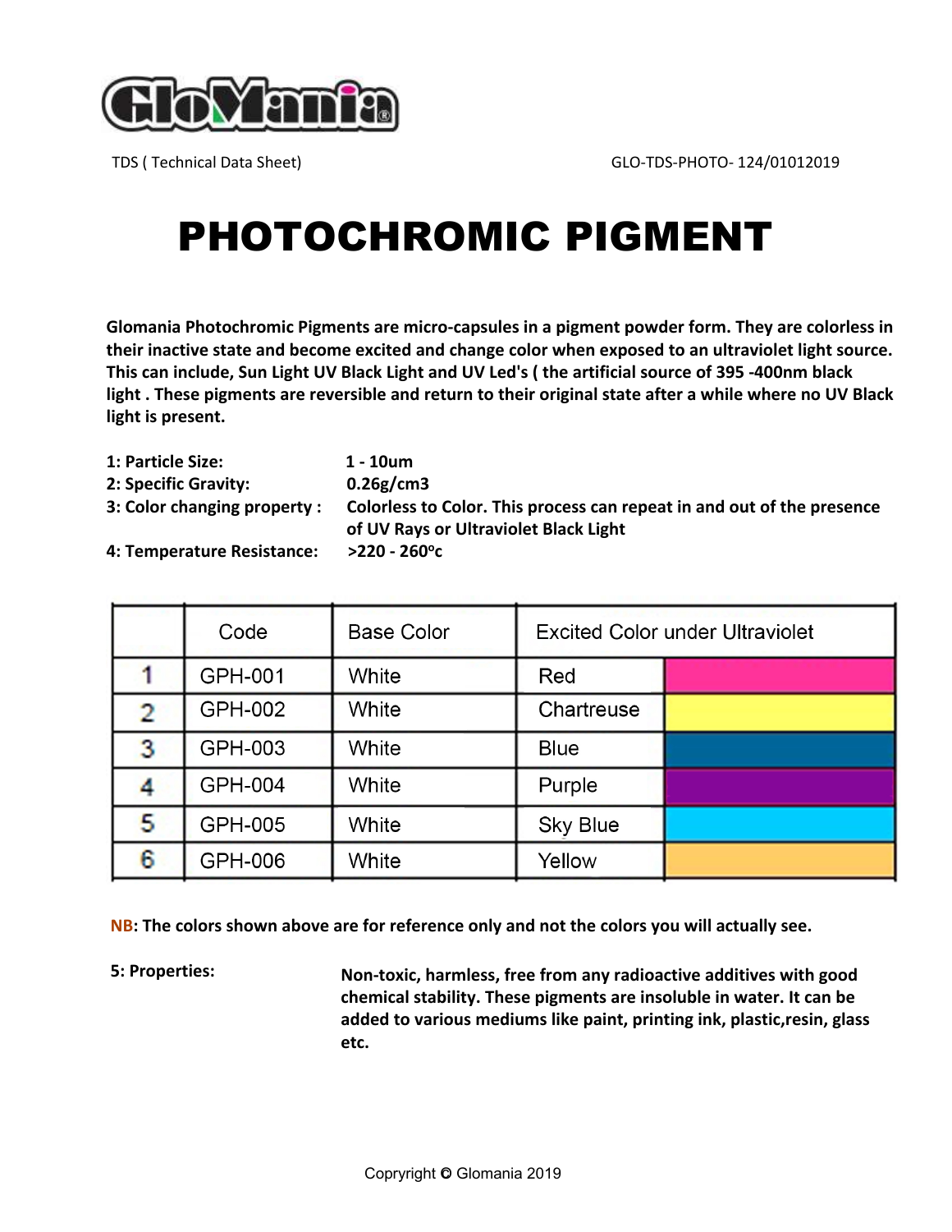TDS ( Technical Data Sheet)    GLO-TDS-PHOTO- 124/01012019

# PHOTOCHROMIC PIGMENT

**Glomania Photochromic Pigments are micro-capsules in a pigment powder form. They are colorless in their inactive state and become excited and change color when exposed to an ultraviolet light source. This can include, Sun Light UV Black Light and UV Led's ( the artificial source of 395 -400nm black light . These pigments are reversible and return to their original state after a while where no UV Black light is present.**

**1: Particle Size:** **1 - 10um**
**2: Specific Gravity:** **0.26g/cm3**
**3: Color changing property :** **Colorless to Color. This process can repeat in and out of the presence of UV Rays or Ultraviolet Black Light**
**4: Temperature Resistance:** **>220 - 260ºc**

| | Code | Base Color | Excited Color under Ultraviolet | |
|---|---|---|---|---|
| 1 | GPH-001 | White | Red | |
| 2 | GPH-002 | White | Chartreuse | |
| 3 | GPH-003 | White | Blue | |
| 4 | GPH-004 | White | Purple | |
| 5 | GPH-005 | White | Sky Blue | |
| 6 | GPH-006 | White | Yellow | |

**NB: The colors shown above are for reference only and not the colors you will actually see.**

**5: Properties:** **Non-toxic, harmless, free from any radioactive additives with good chemical stability. These pigments are insoluble in water. It can be added to various mediums like paint, printing ink, plastic,resin, glass etc.**

Copyright © Glomania 2019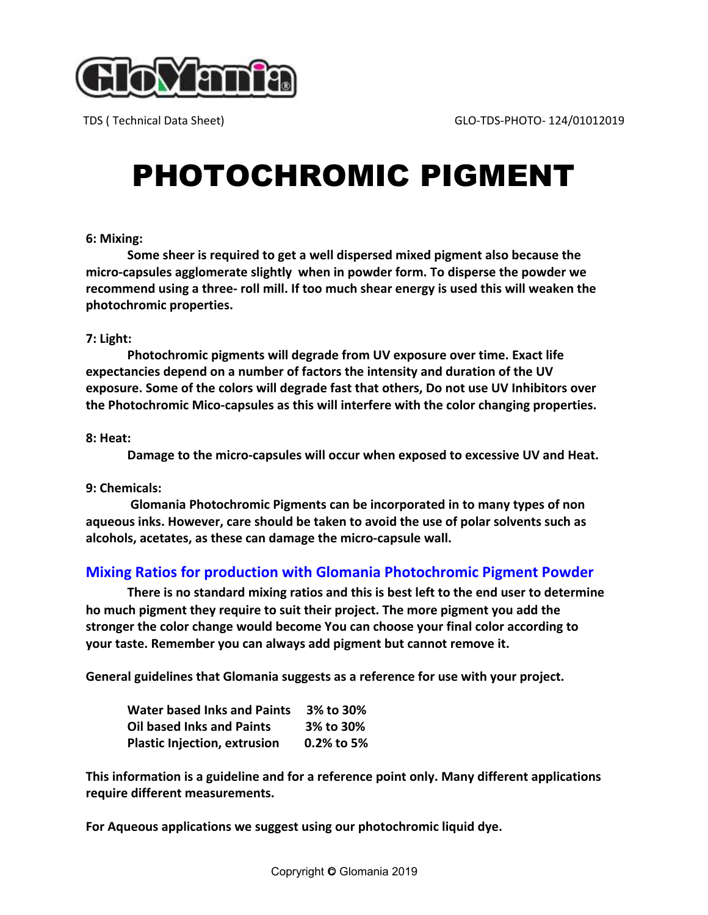TDS ( Technical Data Sheet) GLO-TDS-PHOTO- 124/01012019

# PHOTOCHROMIC PIGMENT

**6: Mixing:**

**Some sheer is required to get a well dispersed mixed pigment also because the micro-capsules agglomerate slightly when in powder form. To disperse the powder we recommend using a three- roll mill. If too much shear energy is used this will weaken the photochromic properties.**

**7: Light:**

**Photochromic pigments will degrade from UV exposure over time. Exact life expectancies depend on a number of factors the intensity and duration of the UV exposure. Some of the colors will degrade fast that others, Do not use UV Inhibitors over the Photochromic Mico-capsules as this will interfere with the color changing properties.**

**8: Heat:**

**Damage to the micro-capsules will occur when exposed to excessive UV and Heat.**

**9: Chemicals:**

**Glomania Photochromic Pigments can be incorporated in to many types of non aqueous inks. However, care should be taken to avoid the use of polar solvents such as alcohols, acetates, as these can damage the micro-capsule wall.**

## Mixing Ratios for production with Glomania Photochromic Pigment Powder

**There is no standard mixing ratios and this is best left to the end user to determine ho much pigment they require to suit their project. The more pigment you add the stronger the color change would become You can choose your final color according to your taste. Remember you can always add pigment but cannot remove it.**

**General guidelines that Glomania suggests as a reference for use with your project.**

| | |
|---|---|
| **Water based Inks and Paints** | **3% to 30%** |
| **Oil based Inks and Paints** | **3% to 30%** |
| **Plastic Injection, extrusion** | **0.2% to 5%** |

**This information is a guideline and for a reference point only. Many different applications require different measurements.**

**For Aqueous applications we suggest using our photochromic liquid dye.**

Copyright © Glomania 2019